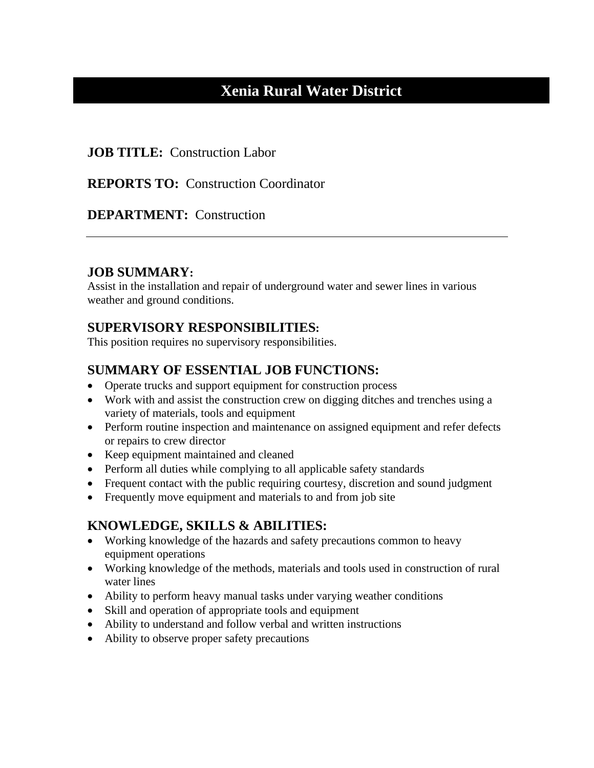# Xenia Rural Water District

**JOB TITLE:** Construction Labor

**REPORTS TO:** Construction Coordinator

**DEPARTMENT:** Construction

---

## JOB SUMMARY:

Assist in the installation and repair of underground water and sewer lines in various weather and ground conditions.

## SUPERVISORY RESPONSIBILITIES:

This position requires no supervisory responsibilities.

## SUMMARY OF ESSENTIAL JOB FUNCTIONS:

- Operate trucks and support equipment for construction process
- Work with and assist the construction crew on digging ditches and trenches using a variety of materials, tools and equipment
- Perform routine inspection and maintenance on assigned equipment and refer defects or repairs to crew director
- Keep equipment maintained and cleaned
- Perform all duties while complying to all applicable safety standards
- Frequent contact with the public requiring courtesy, discretion and sound judgment
- Frequently move equipment and materials to and from job site

## KNOWLEDGE, SKILLS & ABILITIES:

- Working knowledge of the hazards and safety precautions common to heavy equipment operations
- Working knowledge of the methods, materials and tools used in construction of rural water lines
- Ability to perform heavy manual tasks under varying weather conditions
- Skill and operation of appropriate tools and equipment
- Ability to understand and follow verbal and written instructions
- Ability to observe proper safety precautions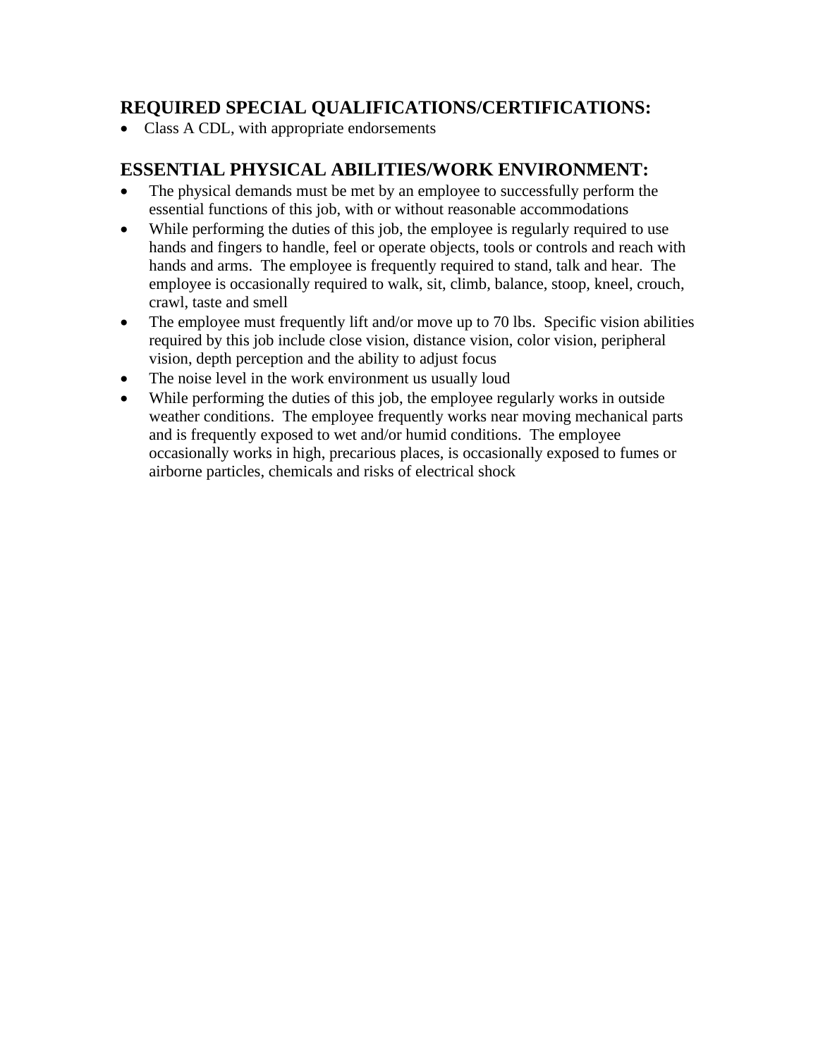## REQUIRED SPECIAL QUALIFICATIONS/CERTIFICATIONS:

- Class A CDL, with appropriate endorsements

## ESSENTIAL PHYSICAL ABILITIES/WORK ENVIRONMENT:

- The physical demands must be met by an employee to successfully perform the essential functions of this job, with or without reasonable accommodations
- While performing the duties of this job, the employee is regularly required to use hands and fingers to handle, feel or operate objects, tools or controls and reach with hands and arms.  The employee is frequently required to stand, talk and hear.  The employee is occasionally required to walk, sit, climb, balance, stoop, kneel, crouch, crawl, taste and smell
- The employee must frequently lift and/or move up to 70 lbs.  Specific vision abilities required by this job include close vision, distance vision, color vision, peripheral vision, depth perception and the ability to adjust focus
- The noise level in the work environment us usually loud
- While performing the duties of this job, the employee regularly works in outside weather conditions.  The employee frequently works near moving mechanical parts and is frequently exposed to wet and/or humid conditions.  The employee occasionally works in high, precarious places, is occasionally exposed to fumes or airborne particles, chemicals and risks of electrical shock